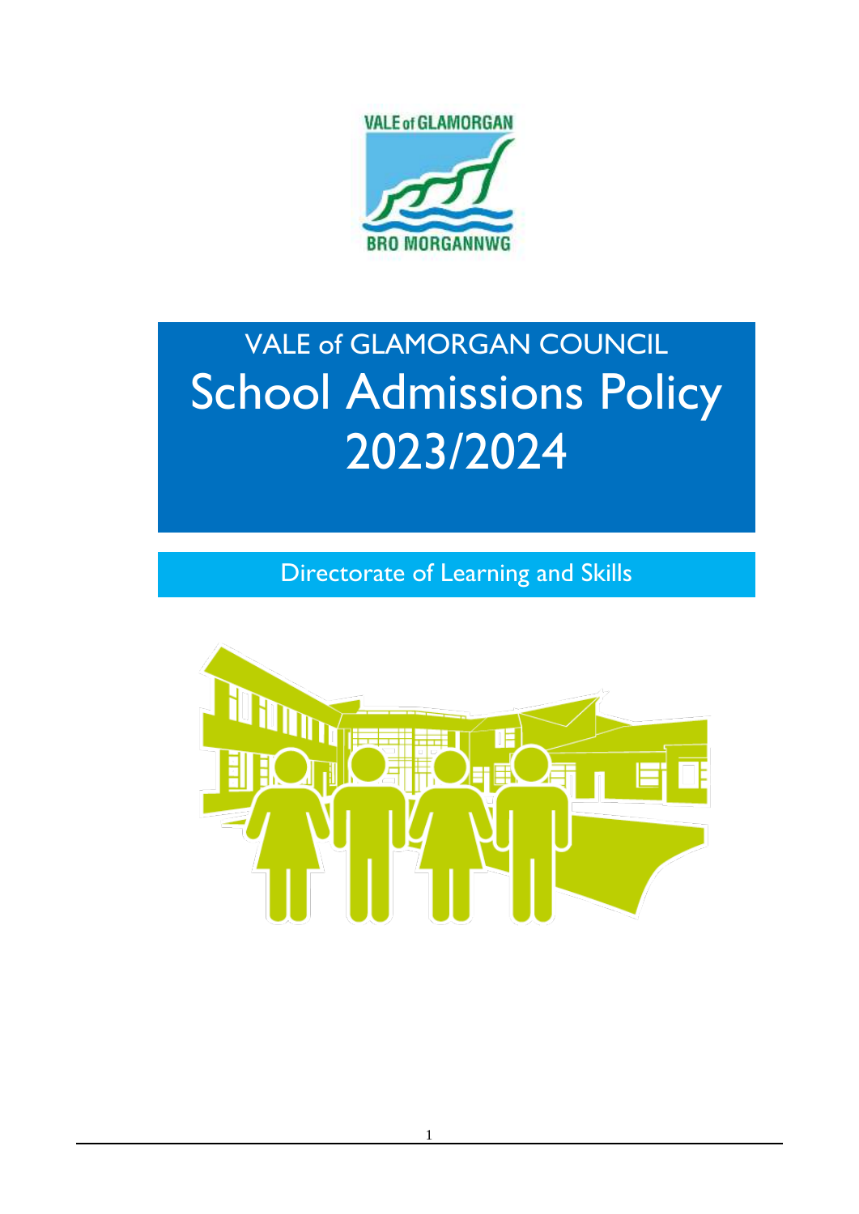VALE of GLAMORGAN COUNCIL

# School Admissions Policy 2023/2024

Directorate of Learning and Skills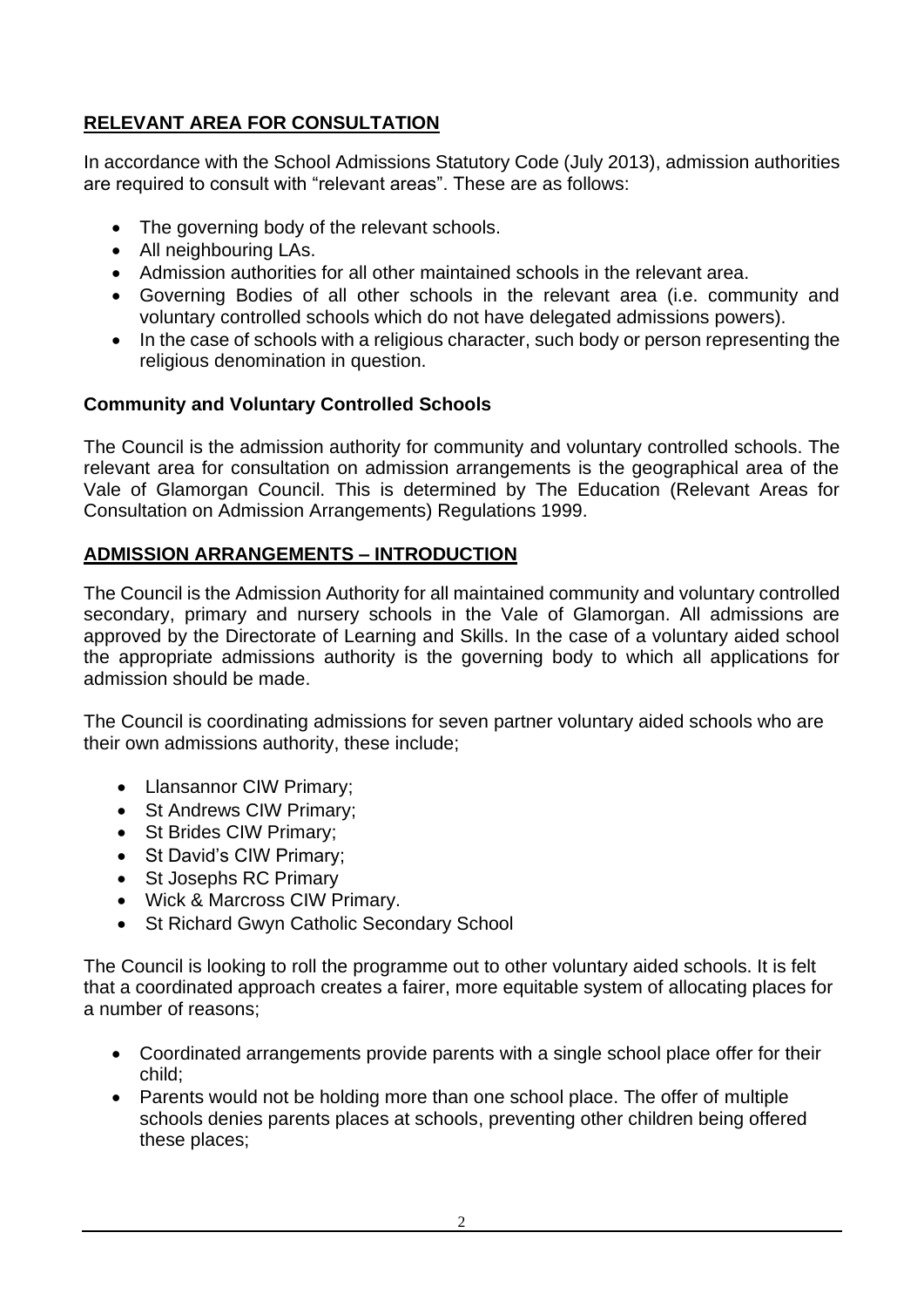## **RELEVANT AREA FOR CONSULTATION**

In accordance with the School Admissions Statutory Code (July 2013), admission authorities are required to consult with "relevant areas". These are as follows:

- The governing body of the relevant schools.
- All neighbouring LAs.
- Admission authorities for all other maintained schools in the relevant area.
- Governing Bodies of all other schools in the relevant area (i.e. community and voluntary controlled schools which do not have delegated admissions powers).
- In the case of schools with a religious character, such body or person representing the religious denomination in question.

### **Community and Voluntary Controlled Schools**

The Council is the admission authority for community and voluntary controlled schools. The relevant area for consultation on admission arrangements is the geographical area of the Vale of Glamorgan Council. This is determined by The Education (Relevant Areas for Consultation on Admission Arrangements) Regulations 1999.

## **ADMISSION ARRANGEMENTS – INTRODUCTION**

The Council is the Admission Authority for all maintained community and voluntary controlled secondary, primary and nursery schools in the Vale of Glamorgan. All admissions are approved by the Directorate of Learning and Skills. In the case of a voluntary aided school the appropriate admissions authority is the governing body to which all applications for admission should be made.

The Council is coordinating admissions for seven partner voluntary aided schools who are their own admissions authority, these include;

- Llansannor CIW Primary;
- St Andrews CIW Primary;
- St Brides CIW Primary;
- St David's CIW Primary;
- St Josephs RC Primary
- Wick & Marcross CIW Primary.
- St Richard Gwyn Catholic Secondary School

The Council is looking to roll the programme out to other voluntary aided schools. It is felt that a coordinated approach creates a fairer, more equitable system of allocating places for a number of reasons;

- Coordinated arrangements provide parents with a single school place offer for their child;
- Parents would not be holding more than one school place. The offer of multiple schools denies parents places at schools, preventing other children being offered these places;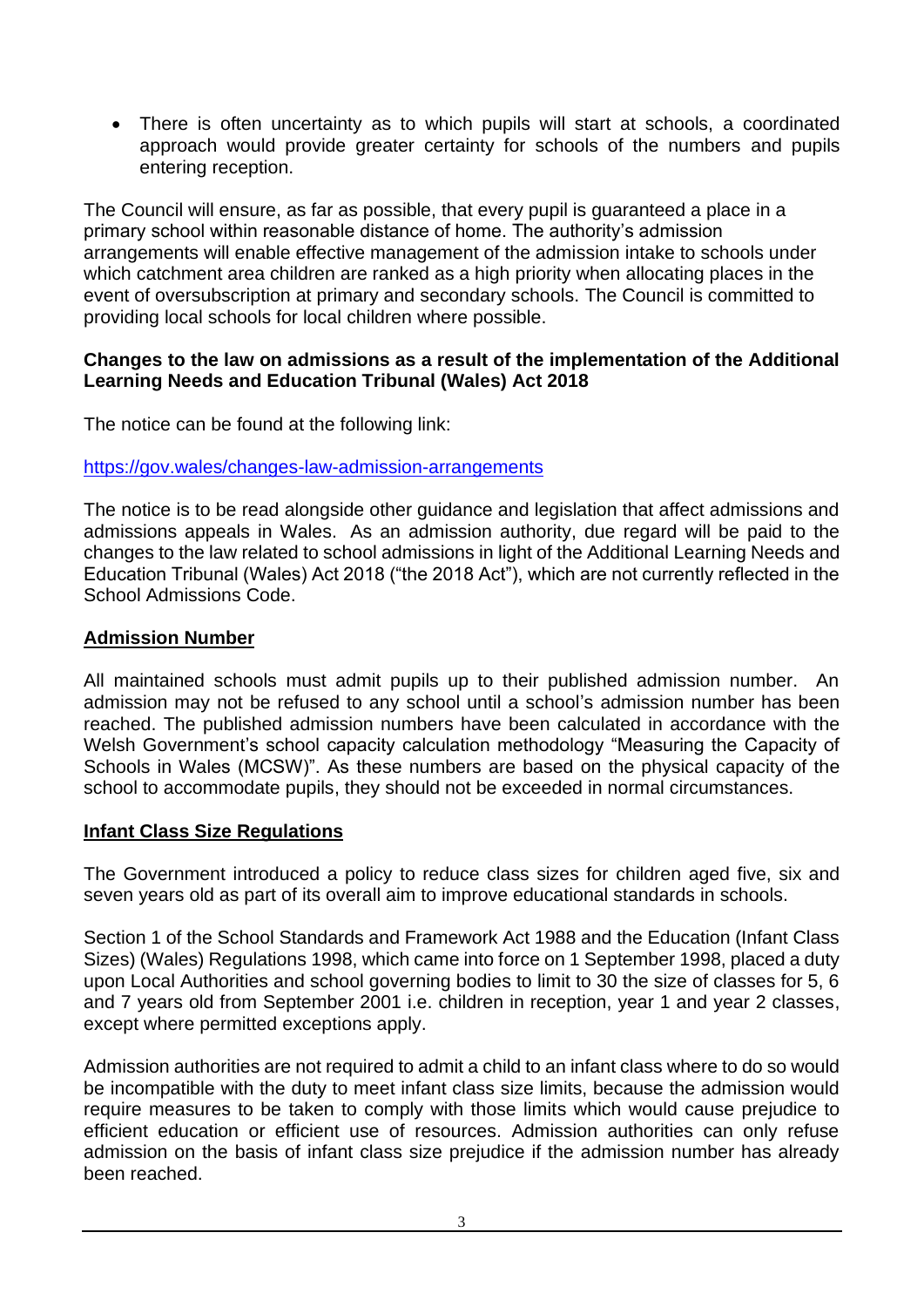- There is often uncertainty as to which pupils will start at schools, a coordinated approach would provide greater certainty for schools of the numbers and pupils entering reception.

The Council will ensure, as far as possible, that every pupil is guaranteed a place in a primary school within reasonable distance of home. The authority's admission arrangements will enable effective management of the admission intake to schools under which catchment area children are ranked as a high priority when allocating places in the event of oversubscription at primary and secondary schools. The Council is committed to providing local schools for local children where possible.

**Changes to the law on admissions as a result of the implementation of the Additional Learning Needs and Education Tribunal (Wales) Act 2018**

The notice can be found at the following link:

https://gov.wales/changes-law-admission-arrangements

The notice is to be read alongside other guidance and legislation that affect admissions and admissions appeals in Wales. As an admission authority, due regard will be paid to the changes to the law related to school admissions in light of the Additional Learning Needs and Education Tribunal (Wales) Act 2018 ("the 2018 Act"), which are not currently reflected in the School Admissions Code.

## Admission Number

All maintained schools must admit pupils up to their published admission number. An admission may not be refused to any school until a school's admission number has been reached. The published admission numbers have been calculated in accordance with the Welsh Government's school capacity calculation methodology "Measuring the Capacity of Schools in Wales (MCSW)". As these numbers are based on the physical capacity of the school to accommodate pupils, they should not be exceeded in normal circumstances.

## Infant Class Size Regulations

The Government introduced a policy to reduce class sizes for children aged five, six and seven years old as part of its overall aim to improve educational standards in schools.

Section 1 of the School Standards and Framework Act 1988 and the Education (Infant Class Sizes) (Wales) Regulations 1998, which came into force on 1 September 1998, placed a duty upon Local Authorities and school governing bodies to limit to 30 the size of classes for 5, 6 and 7 years old from September 2001 i.e. children in reception, year 1 and year 2 classes, except where permitted exceptions apply.

Admission authorities are not required to admit a child to an infant class where to do so would be incompatible with the duty to meet infant class size limits, because the admission would require measures to be taken to comply with those limits which would cause prejudice to efficient education or efficient use of resources. Admission authorities can only refuse admission on the basis of infant class size prejudice if the admission number has already been reached.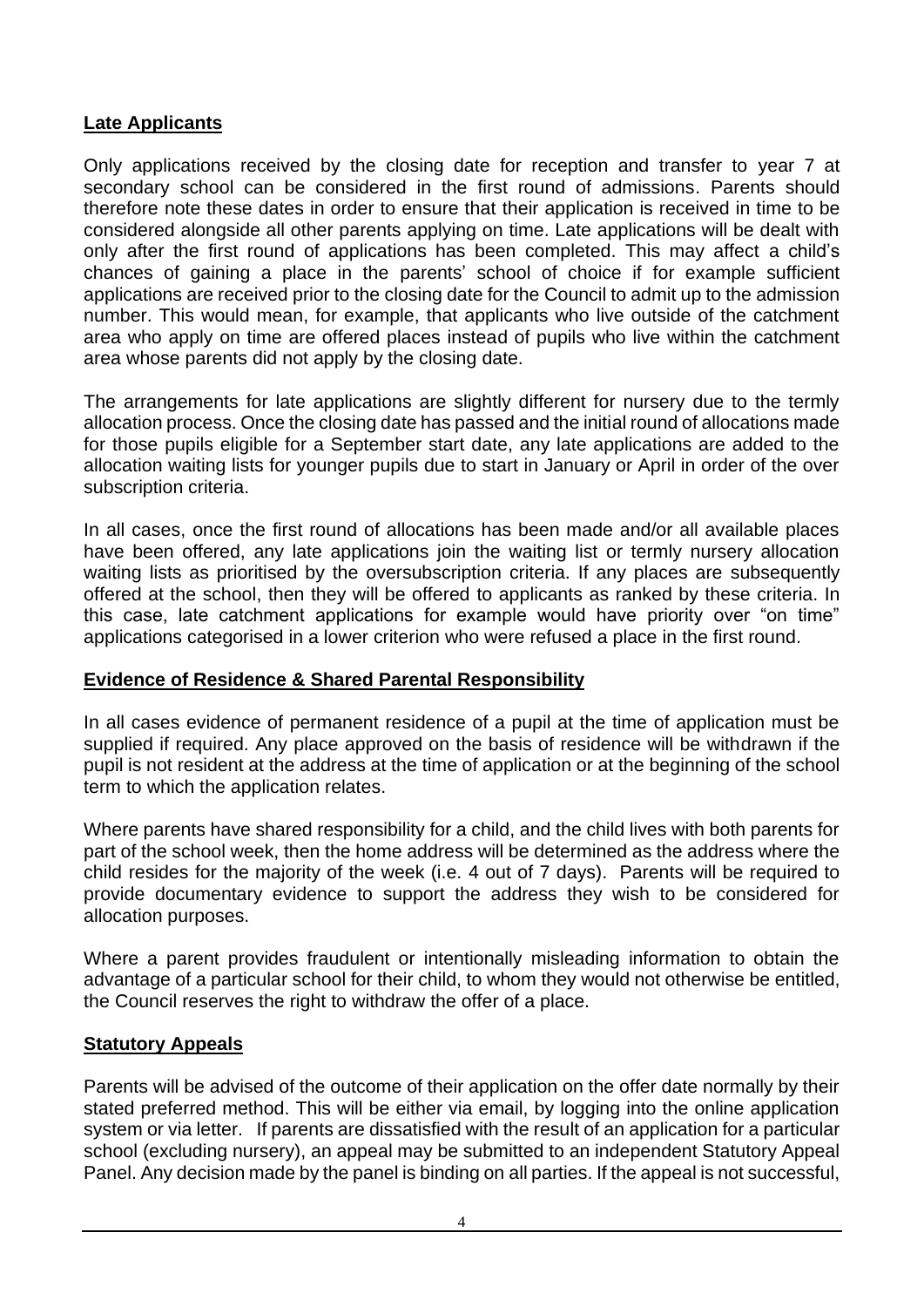## Late Applicants

Only applications received by the closing date for reception and transfer to year 7 at secondary school can be considered in the first round of admissions. Parents should therefore note these dates in order to ensure that their application is received in time to be considered alongside all other parents applying on time. Late applications will be dealt with only after the first round of applications has been completed. This may affect a child's chances of gaining a place in the parents' school of choice if for example sufficient applications are received prior to the closing date for the Council to admit up to the admission number. This would mean, for example, that applicants who live outside of the catchment area who apply on time are offered places instead of pupils who live within the catchment area whose parents did not apply by the closing date.

The arrangements for late applications are slightly different for nursery due to the termly allocation process. Once the closing date has passed and the initial round of allocations made for those pupils eligible for a September start date, any late applications are added to the allocation waiting lists for younger pupils due to start in January or April in order of the over subscription criteria.

In all cases, once the first round of allocations has been made and/or all available places have been offered, any late applications join the waiting list or termly nursery allocation waiting lists as prioritised by the oversubscription criteria. If any places are subsequently offered at the school, then they will be offered to applicants as ranked by these criteria. In this case, late catchment applications for example would have priority over "on time" applications categorised in a lower criterion who were refused a place in the first round.

## Evidence of Residence & Shared Parental Responsibility

In all cases evidence of permanent residence of a pupil at the time of application must be supplied if required. Any place approved on the basis of residence will be withdrawn if the pupil is not resident at the address at the time of application or at the beginning of the school term to which the application relates.

Where parents have shared responsibility for a child, and the child lives with both parents for part of the school week, then the home address will be determined as the address where the child resides for the majority of the week (i.e. 4 out of 7 days). Parents will be required to provide documentary evidence to support the address they wish to be considered for allocation purposes.

Where a parent provides fraudulent or intentionally misleading information to obtain the advantage of a particular school for their child, to whom they would not otherwise be entitled, the Council reserves the right to withdraw the offer of a place.

## Statutory Appeals

Parents will be advised of the outcome of their application on the offer date normally by their stated preferred method. This will be either via email, by logging into the online application system or via letter. If parents are dissatisfied with the result of an application for a particular school (excluding nursery), an appeal may be submitted to an independent Statutory Appeal Panel. Any decision made by the panel is binding on all parties. If the appeal is not successful,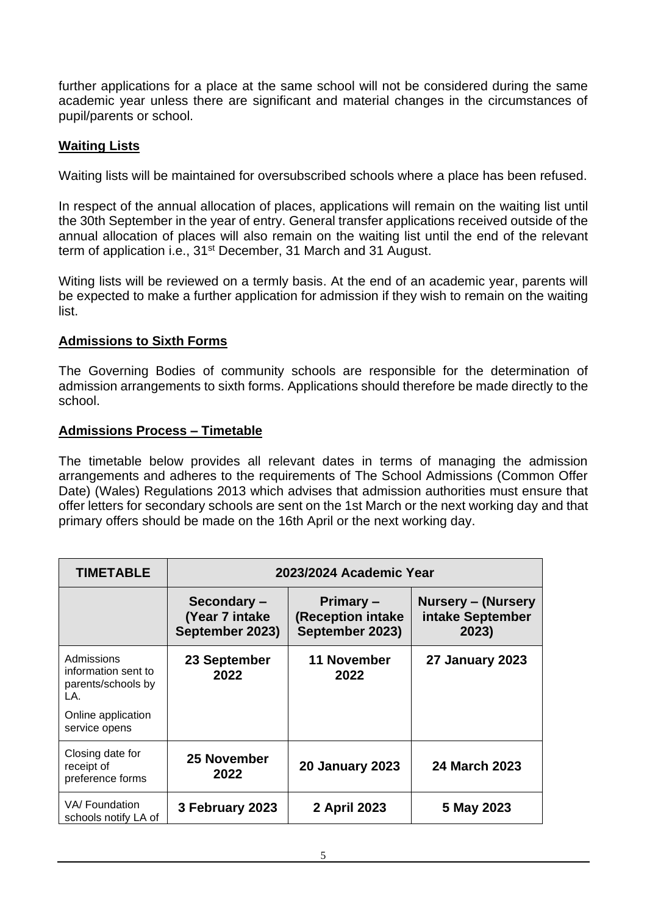further applications for a place at the same school will not be considered during the same academic year unless there are significant and material changes in the circumstances of pupil/parents or school.

## Waiting Lists

Waiting lists will be maintained for oversubscribed schools where a place has been refused.

In respect of the annual allocation of places, applications will remain on the waiting list until the 30th September in the year of entry. General transfer applications received outside of the annual allocation of places will also remain on the waiting list until the end of the relevant term of application i.e., 31st December, 31 March and 31 August.

Witing lists will be reviewed on a termly basis. At the end of an academic year, parents will be expected to make a further application for admission if they wish to remain on the waiting list.

## Admissions to Sixth Forms

The Governing Bodies of community schools are responsible for the determination of admission arrangements to sixth forms. Applications should therefore be made directly to the school.

## Admissions Process – Timetable

The timetable below provides all relevant dates in terms of managing the admission arrangements and adheres to the requirements of The School Admissions (Common Offer Date) (Wales) Regulations 2013 which advises that admission authorities must ensure that offer letters for secondary schools are sent on the 1st March or the next working day and that primary offers should be made on the 16th April or the next working day.

| TIMETABLE | 2023/2024 Academic Year | | |
|---|---|---|---|
| | **Secondary – (Year 7 intake September 2023)** | **Primary – (Reception intake September 2023)** | **Nursery – (Nursery intake September 2023)** |
| Admissions information sent to parents/schools by LA.<br><br>Online application service opens | **23 September 2022** | **11 November 2022** | **27 January 2023** |
| Closing date for receipt of preference forms | **25 November 2022** | **20 January 2023** | **24 March 2023** |
| VA/ Foundation schools notify LA of | **3 February 2023** | **2 April 2023** | **5 May 2023** |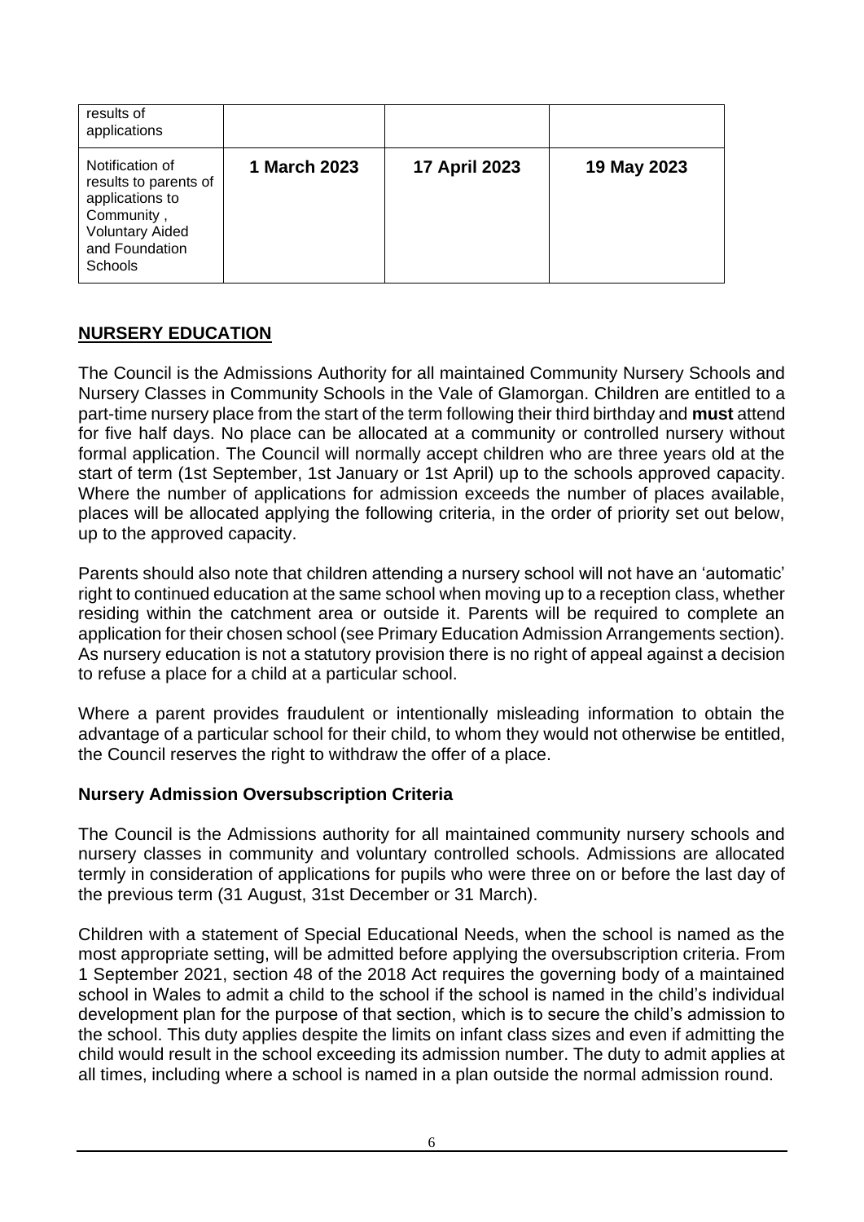| | | | |
|---|---|---|---|
| results of applications | | | |
| Notification of results to parents of applications to Community , Voluntary Aided and Foundation Schools | **1 March 2023** | **17 April 2023** | **19 May 2023** |

## NURSERY EDUCATION

The Council is the Admissions Authority for all maintained Community Nursery Schools and Nursery Classes in Community Schools in the Vale of Glamorgan. Children are entitled to a part-time nursery place from the start of the term following their third birthday and **must** attend for five half days. No place can be allocated at a community or controlled nursery without formal application. The Council will normally accept children who are three years old at the start of term (1st September, 1st January or 1st April) up to the schools approved capacity. Where the number of applications for admission exceeds the number of places available, places will be allocated applying the following criteria, in the order of priority set out below, up to the approved capacity.

Parents should also note that children attending a nursery school will not have an 'automatic' right to continued education at the same school when moving up to a reception class, whether residing within the catchment area or outside it. Parents will be required to complete an application for their chosen school (see Primary Education Admission Arrangements section). As nursery education is not a statutory provision there is no right of appeal against a decision to refuse a place for a child at a particular school.

Where a parent provides fraudulent or intentionally misleading information to obtain the advantage of a particular school for their child, to whom they would not otherwise be entitled, the Council reserves the right to withdraw the offer of a place.

### Nursery Admission Oversubscription Criteria

The Council is the Admissions authority for all maintained community nursery schools and nursery classes in community and voluntary controlled schools. Admissions are allocated termly in consideration of applications for pupils who were three on or before the last day of the previous term (31 August, 31st December or 31 March).

Children with a statement of Special Educational Needs, when the school is named as the most appropriate setting, will be admitted before applying the oversubscription criteria. From 1 September 2021, section 48 of the 2018 Act requires the governing body of a maintained school in Wales to admit a child to the school if the school is named in the child's individual development plan for the purpose of that section, which is to secure the child's admission to the school. This duty applies despite the limits on infant class sizes and even if admitting the child would result in the school exceeding its admission number. The duty to admit applies at all times, including where a school is named in a plan outside the normal admission round.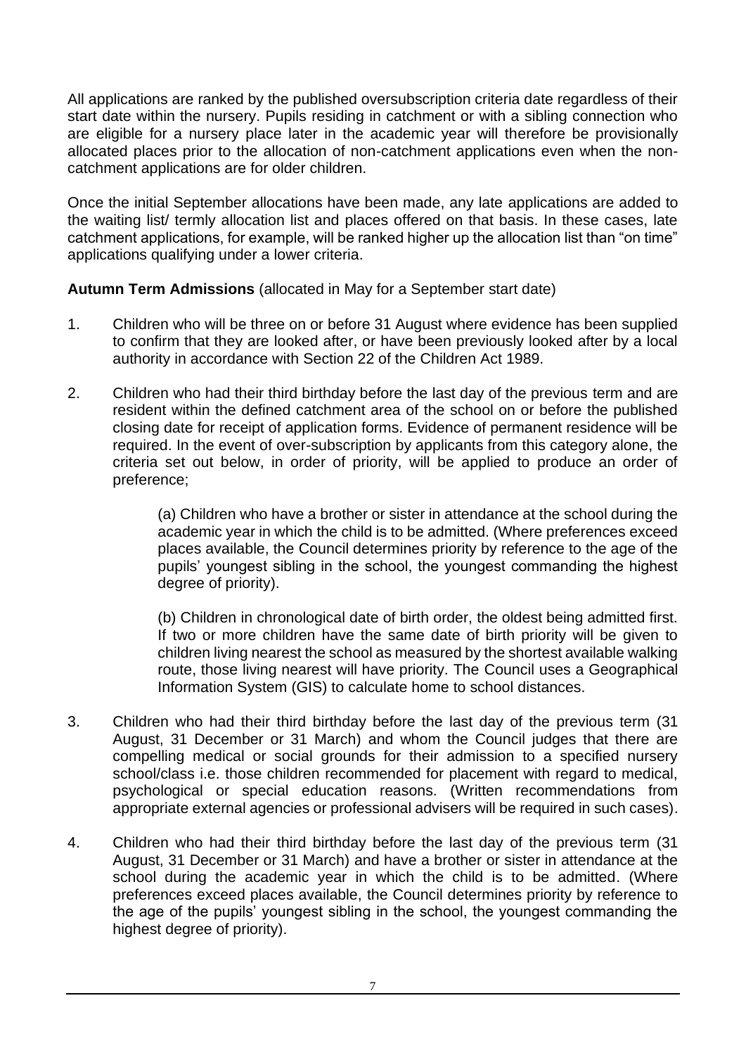All applications are ranked by the published oversubscription criteria date regardless of their start date within the nursery. Pupils residing in catchment or with a sibling connection who are eligible for a nursery place later in the academic year will therefore be provisionally allocated places prior to the allocation of non-catchment applications even when the non-catchment applications are for older children.

Once the initial September allocations have been made, any late applications are added to the waiting list/ termly allocation list and places offered on that basis. In these cases, late catchment applications, for example, will be ranked higher up the allocation list than "on time" applications qualifying under a lower criteria.

**Autumn Term Admissions** (allocated in May for a September start date)

1. Children who will be three on or before 31 August where evidence has been supplied to confirm that they are looked after, or have been previously looked after by a local authority in accordance with Section 22 of the Children Act 1989.

2. Children who had their third birthday before the last day of the previous term and are resident within the defined catchment area of the school on or before the published closing date for receipt of application forms. Evidence of permanent residence will be required. In the event of over-subscription by applicants from this category alone, the criteria set out below, in order of priority, will be applied to produce an order of preference;

   (a) Children who have a brother or sister in attendance at the school during the academic year in which the child is to be admitted. (Where preferences exceed places available, the Council determines priority by reference to the age of the pupils' youngest sibling in the school, the youngest commanding the highest degree of priority).

   (b) Children in chronological date of birth order, the oldest being admitted first. If two or more children have the same date of birth priority will be given to children living nearest the school as measured by the shortest available walking route, those living nearest will have priority. The Council uses a Geographical Information System (GIS) to calculate home to school distances.

3. Children who had their third birthday before the last day of the previous term (31 August, 31 December or 31 March) and whom the Council judges that there are compelling medical or social grounds for their admission to a specified nursery school/class i.e. those children recommended for placement with regard to medical, psychological or special education reasons. (Written recommendations from appropriate external agencies or professional advisers will be required in such cases).

4. Children who had their third birthday before the last day of the previous term (31 August, 31 December or 31 March) and have a brother or sister in attendance at the school during the academic year in which the child is to be admitted. (Where preferences exceed places available, the Council determines priority by reference to the age of the pupils' youngest sibling in the school, the youngest commanding the highest degree of priority).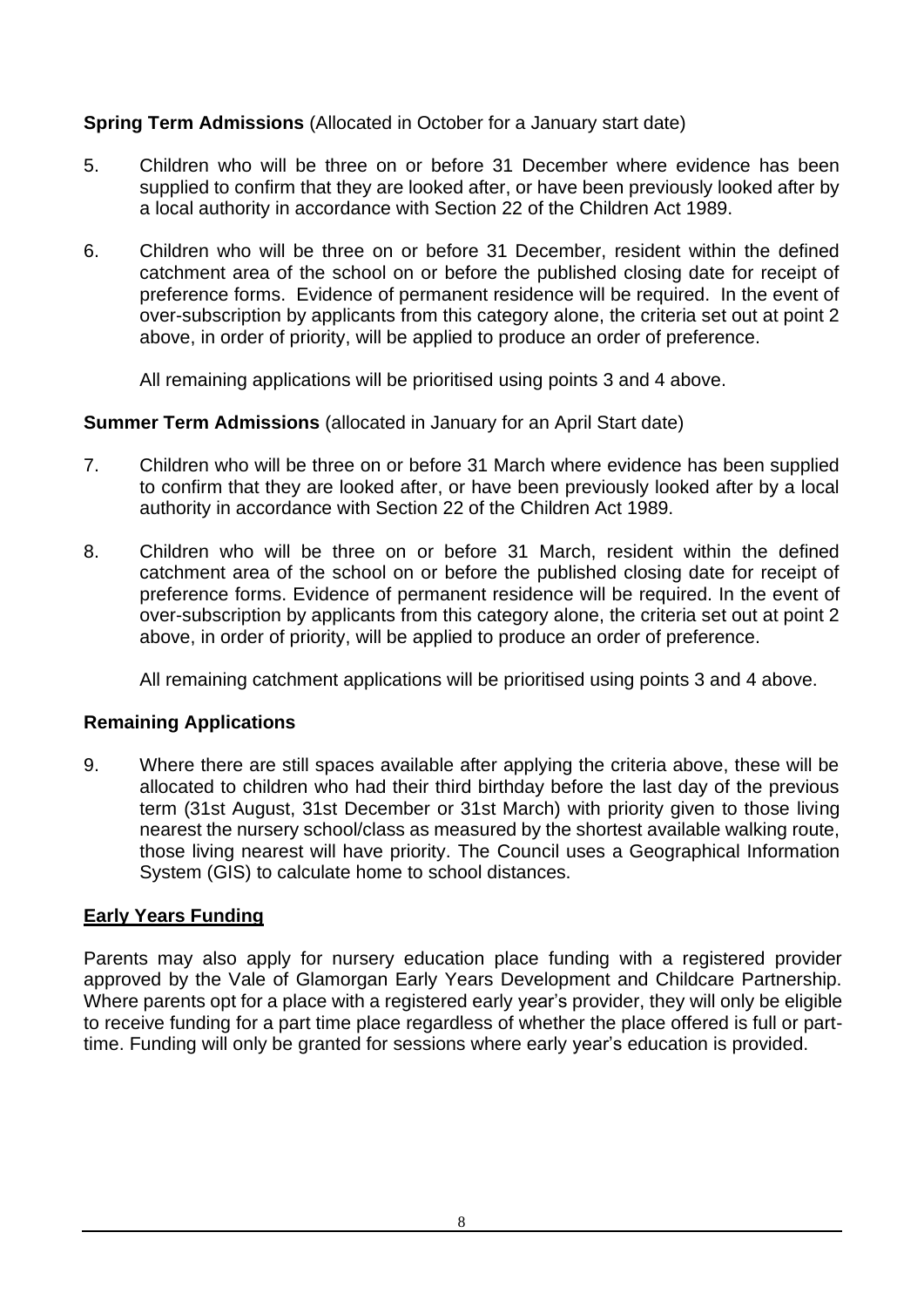**Spring Term Admissions** (Allocated in October for a January start date)

5. Children who will be three on or before 31 December where evidence has been supplied to confirm that they are looked after, or have been previously looked after by a local authority in accordance with Section 22 of the Children Act 1989.

6. Children who will be three on or before 31 December, resident within the defined catchment area of the school on or before the published closing date for receipt of preference forms. Evidence of permanent residence will be required. In the event of over-subscription by applicants from this category alone, the criteria set out at point 2 above, in order of priority, will be applied to produce an order of preference.

   All remaining applications will be prioritised using points 3 and 4 above.

**Summer Term Admissions** (allocated in January for an April Start date)

7. Children who will be three on or before 31 March where evidence has been supplied to confirm that they are looked after, or have been previously looked after by a local authority in accordance with Section 22 of the Children Act 1989.

8. Children who will be three on or before 31 March, resident within the defined catchment area of the school on or before the published closing date for receipt of preference forms. Evidence of permanent residence will be required. In the event of over-subscription by applicants from this category alone, the criteria set out at point 2 above, in order of priority, will be applied to produce an order of preference.

   All remaining catchment applications will be prioritised using points 3 and 4 above.

**Remaining Applications**

9. Where there are still spaces available after applying the criteria above, these will be allocated to children who had their third birthday before the last day of the previous term (31st August, 31st December or 31st March) with priority given to those living nearest the nursery school/class as measured by the shortest available walking route, those living nearest will have priority. The Council uses a Geographical Information System (GIS) to calculate home to school distances.

**Early Years Funding**

Parents may also apply for nursery education place funding with a registered provider approved by the Vale of Glamorgan Early Years Development and Childcare Partnership. Where parents opt for a place with a registered early year's provider, they will only be eligible to receive funding for a part time place regardless of whether the place offered is full or part-time. Funding will only be granted for sessions where early year's education is provided.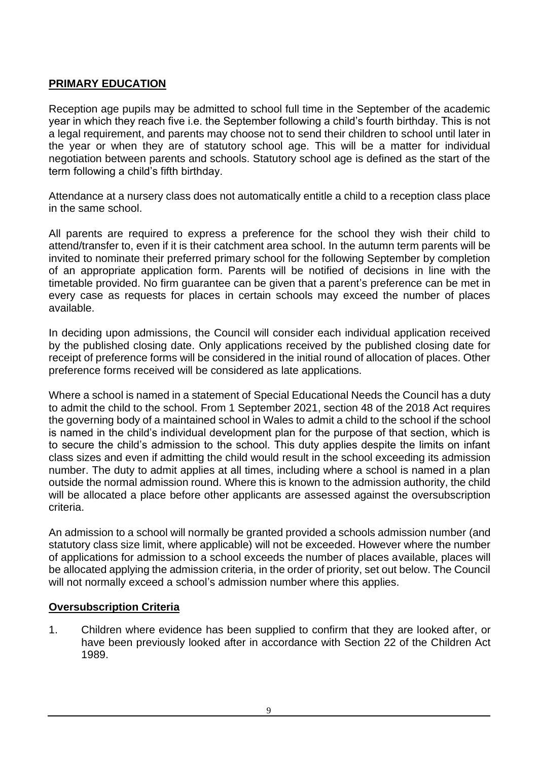## **PRIMARY EDUCATION**

Reception age pupils may be admitted to school full time in the September of the academic year in which they reach five i.e. the September following a child's fourth birthday. This is not a legal requirement, and parents may choose not to send their children to school until later in the year or when they are of statutory school age. This will be a matter for individual negotiation between parents and schools. Statutory school age is defined as the start of the term following a child's fifth birthday.

Attendance at a nursery class does not automatically entitle a child to a reception class place in the same school.

All parents are required to express a preference for the school they wish their child to attend/transfer to, even if it is their catchment area school. In the autumn term parents will be invited to nominate their preferred primary school for the following September by completion of an appropriate application form. Parents will be notified of decisions in line with the timetable provided. No firm guarantee can be given that a parent's preference can be met in every case as requests for places in certain schools may exceed the number of places available.

In deciding upon admissions, the Council will consider each individual application received by the published closing date. Only applications received by the published closing date for receipt of preference forms will be considered in the initial round of allocation of places. Other preference forms received will be considered as late applications.

Where a school is named in a statement of Special Educational Needs the Council has a duty to admit the child to the school. From 1 September 2021, section 48 of the 2018 Act requires the governing body of a maintained school in Wales to admit a child to the school if the school is named in the child's individual development plan for the purpose of that section, which is to secure the child's admission to the school. This duty applies despite the limits on infant class sizes and even if admitting the child would result in the school exceeding its admission number. The duty to admit applies at all times, including where a school is named in a plan outside the normal admission round. Where this is known to the admission authority, the child will be allocated a place before other applicants are assessed against the oversubscription criteria.

An admission to a school will normally be granted provided a schools admission number (and statutory class size limit, where applicable) will not be exceeded. However where the number of applications for admission to a school exceeds the number of places available, places will be allocated applying the admission criteria, in the order of priority, set out below. The Council will not normally exceed a school's admission number where this applies.

### **Oversubscription Criteria**

1. Children where evidence has been supplied to confirm that they are looked after, or have been previously looked after in accordance with Section 22 of the Children Act 1989.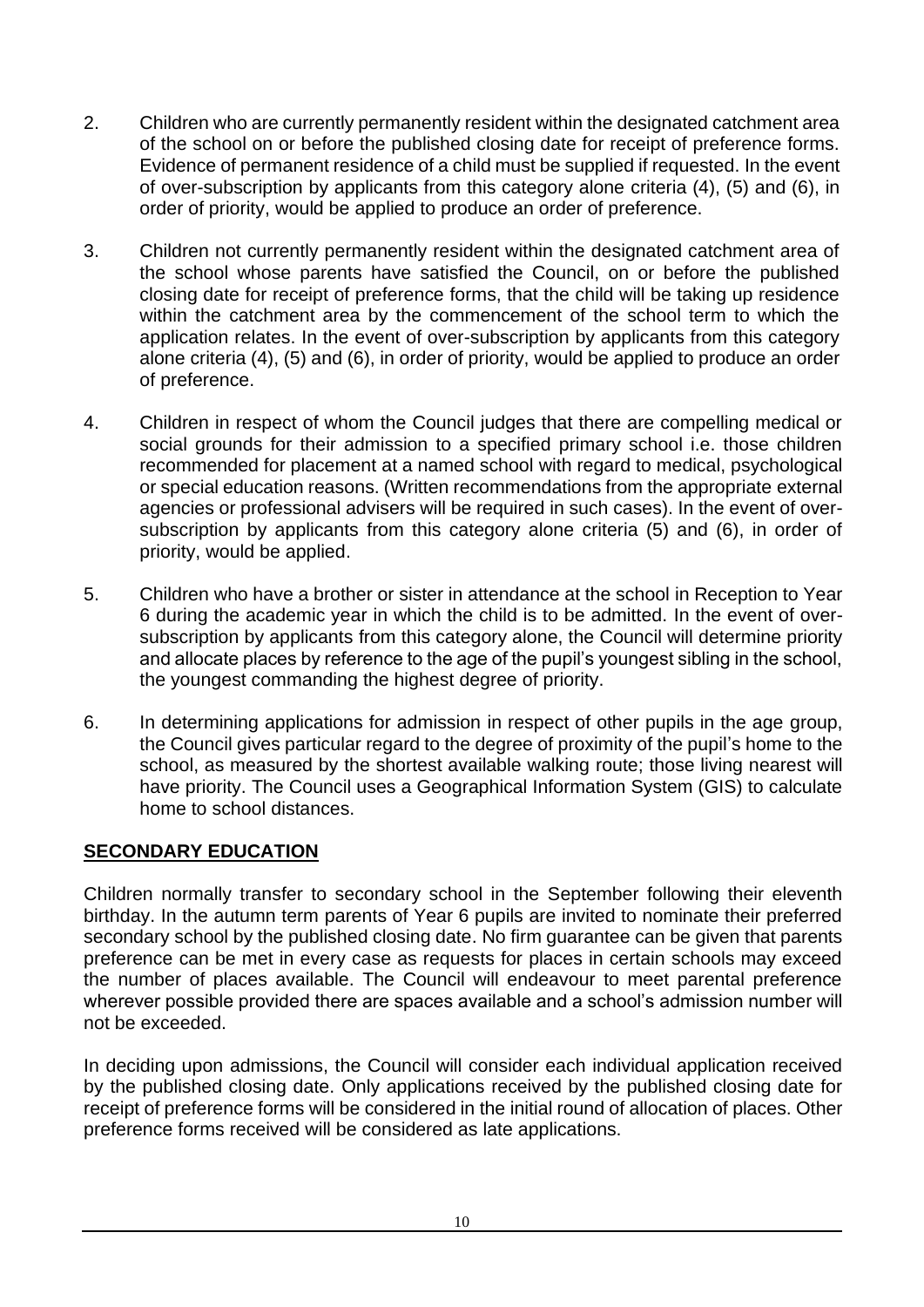2. Children who are currently permanently resident within the designated catchment area of the school on or before the published closing date for receipt of preference forms. Evidence of permanent residence of a child must be supplied if requested. In the event of over-subscription by applicants from this category alone criteria (4), (5) and (6), in order of priority, would be applied to produce an order of preference.

3. Children not currently permanently resident within the designated catchment area of the school whose parents have satisfied the Council, on or before the published closing date for receipt of preference forms, that the child will be taking up residence within the catchment area by the commencement of the school term to which the application relates. In the event of over-subscription by applicants from this category alone criteria (4), (5) and (6), in order of priority, would be applied to produce an order of preference.

4. Children in respect of whom the Council judges that there are compelling medical or social grounds for their admission to a specified primary school i.e. those children recommended for placement at a named school with regard to medical, psychological or special education reasons. (Written recommendations from the appropriate external agencies or professional advisers will be required in such cases). In the event of over-subscription by applicants from this category alone criteria (5) and (6), in order of priority, would be applied.

5. Children who have a brother or sister in attendance at the school in Reception to Year 6 during the academic year in which the child is to be admitted. In the event of over-subscription by applicants from this category alone, the Council will determine priority and allocate places by reference to the age of the pupil's youngest sibling in the school, the youngest commanding the highest degree of priority.

6. In determining applications for admission in respect of other pupils in the age group, the Council gives particular regard to the degree of proximity of the pupil's home to the school, as measured by the shortest available walking route; those living nearest will have priority. The Council uses a Geographical Information System (GIS) to calculate home to school distances.

## SECONDARY EDUCATION

Children normally transfer to secondary school in the September following their eleventh birthday. In the autumn term parents of Year 6 pupils are invited to nominate their preferred secondary school by the published closing date. No firm guarantee can be given that parents preference can be met in every case as requests for places in certain schools may exceed the number of places available. The Council will endeavour to meet parental preference wherever possible provided there are spaces available and a school's admission number will not be exceeded.

In deciding upon admissions, the Council will consider each individual application received by the published closing date. Only applications received by the published closing date for receipt of preference forms will be considered in the initial round of allocation of places. Other preference forms received will be considered as late applications.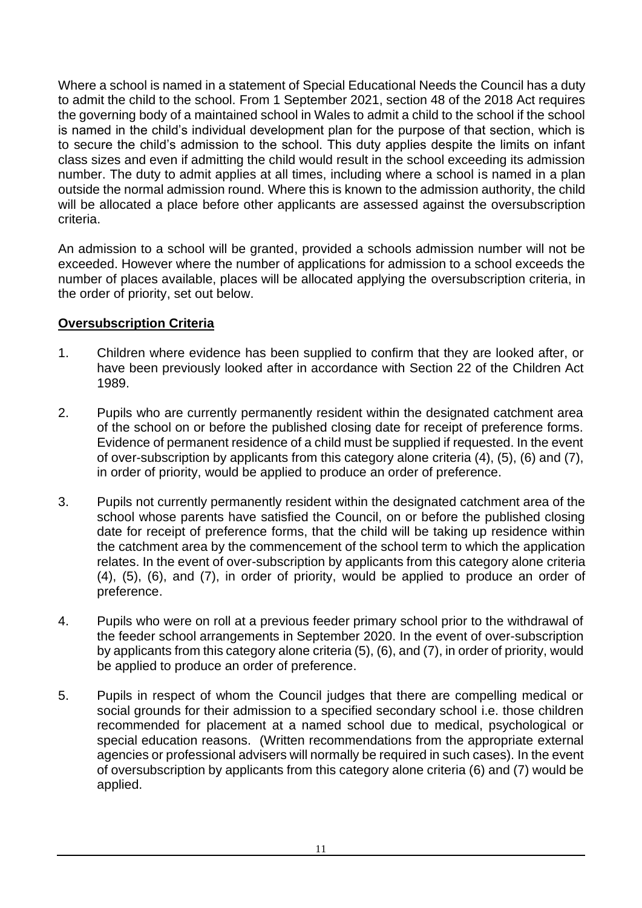Where a school is named in a statement of Special Educational Needs the Council has a duty to admit the child to the school. From 1 September 2021, section 48 of the 2018 Act requires the governing body of a maintained school in Wales to admit a child to the school if the school is named in the child's individual development plan for the purpose of that section, which is to secure the child's admission to the school. This duty applies despite the limits on infant class sizes and even if admitting the child would result in the school exceeding its admission number. The duty to admit applies at all times, including where a school is named in a plan outside the normal admission round. Where this is known to the admission authority, the child will be allocated a place before other applicants are assessed against the oversubscription criteria.

An admission to a school will be granted, provided a schools admission number will not be exceeded. However where the number of applications for admission to a school exceeds the number of places available, places will be allocated applying the oversubscription criteria, in the order of priority, set out below.

**Oversubscription Criteria**

1. Children where evidence has been supplied to confirm that they are looked after, or have been previously looked after in accordance with Section 22 of the Children Act 1989.

2. Pupils who are currently permanently resident within the designated catchment area of the school on or before the published closing date for receipt of preference forms. Evidence of permanent residence of a child must be supplied if requested. In the event of over-subscription by applicants from this category alone criteria (4), (5), (6) and (7), in order of priority, would be applied to produce an order of preference.

3. Pupils not currently permanently resident within the designated catchment area of the school whose parents have satisfied the Council, on or before the published closing date for receipt of preference forms, that the child will be taking up residence within the catchment area by the commencement of the school term to which the application relates. In the event of over-subscription by applicants from this category alone criteria (4), (5), (6), and (7), in order of priority, would be applied to produce an order of preference.

4. Pupils who were on roll at a previous feeder primary school prior to the withdrawal of the feeder school arrangements in September 2020. In the event of over-subscription by applicants from this category alone criteria (5), (6), and (7), in order of priority, would be applied to produce an order of preference.

5. Pupils in respect of whom the Council judges that there are compelling medical or social grounds for their admission to a specified secondary school i.e. those children recommended for placement at a named school due to medical, psychological or special education reasons. (Written recommendations from the appropriate external agencies or professional advisers will normally be required in such cases). In the event of oversubscription by applicants from this category alone criteria (6) and (7) would be applied.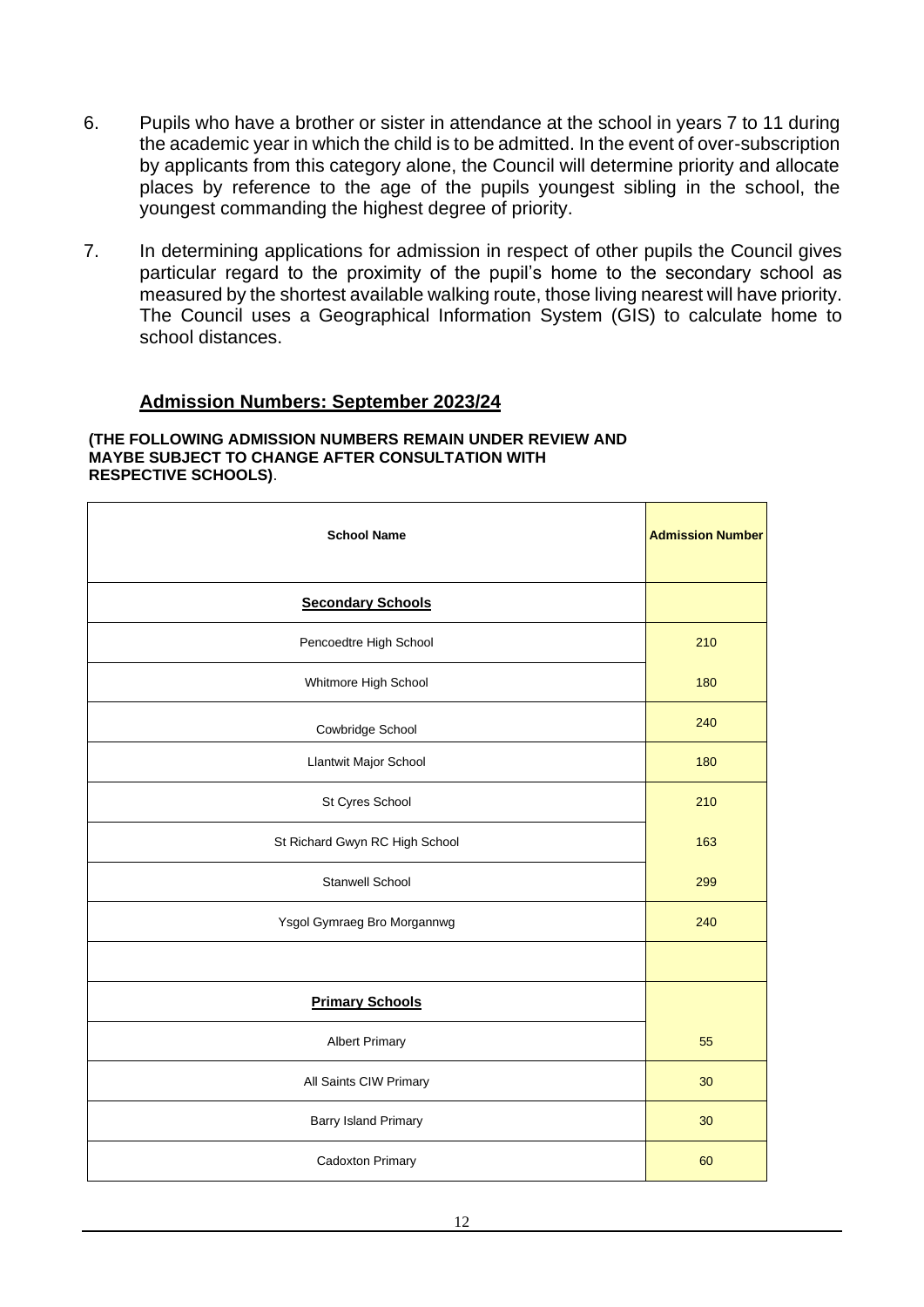6. Pupils who have a brother or sister in attendance at the school in years 7 to 11 during the academic year in which the child is to be admitted. In the event of over-subscription by applicants from this category alone, the Council will determine priority and allocate places by reference to the age of the pupils youngest sibling in the school, the youngest commanding the highest degree of priority.

7. In determining applications for admission in respect of other pupils the Council gives particular regard to the proximity of the pupil's home to the secondary school as measured by the shortest available walking route, those living nearest will have priority. The Council uses a Geographical Information System (GIS) to calculate home to school distances.

## Admission Numbers: September 2023/24

**(THE FOLLOWING ADMISSION NUMBERS REMAIN UNDER REVIEW AND MAYBE SUBJECT TO CHANGE AFTER CONSULTATION WITH RESPECTIVE SCHOOLS)**.

| School Name | Admission Number |
|---|---|
| **Secondary Schools** | |
| Pencoedtre High School | 210 |
| Whitmore High School | 180 |
| Cowbridge School | 240 |
| Llantwit Major School | 180 |
| St Cyres School | 210 |
| St Richard Gwyn RC High School | 163 |
| Stanwell School | 299 |
| Ysgol Gymraeg Bro Morgannwg | 240 |
| | |
| **Primary Schools** | |
| Albert Primary | 55 |
| All Saints CIW Primary | 30 |
| Barry Island Primary | 30 |
| Cadoxton Primary | 60 |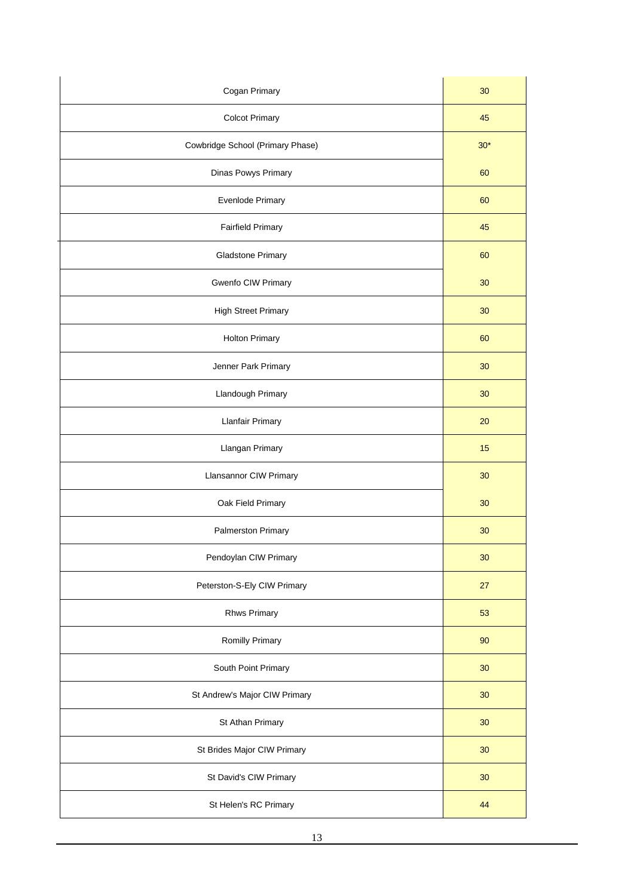| | |
|---|---|
| Cogan Primary | 30 |
| Colcot Primary | 45 |
| Cowbridge School (Primary Phase) | 30* |
| Dinas Powys Primary | 60 |
| Evenlode Primary | 60 |
| Fairfield Primary | 45 |
| Gladstone Primary | 60 |
| Gwenfo CIW Primary | 30 |
| High Street Primary | 30 |
| Holton Primary | 60 |
| Jenner Park Primary | 30 |
| Llandough Primary | 30 |
| Llanfair Primary | 20 |
| Llangan Primary | 15 |
| Llansannor CIW Primary | 30 |
| Oak Field Primary | 30 |
| Palmerston Primary | 30 |
| Pendoylan CIW Primary | 30 |
| Peterston-S-Ely CIW Primary | 27 |
| Rhws Primary | 53 |
| Romilly Primary | 90 |
| South Point Primary | 30 |
| St Andrew's Major CIW Primary | 30 |
| St Athan Primary | 30 |
| St Brides Major CIW Primary | 30 |
| St David's CIW Primary | 30 |
| St Helen's RC Primary | 44 |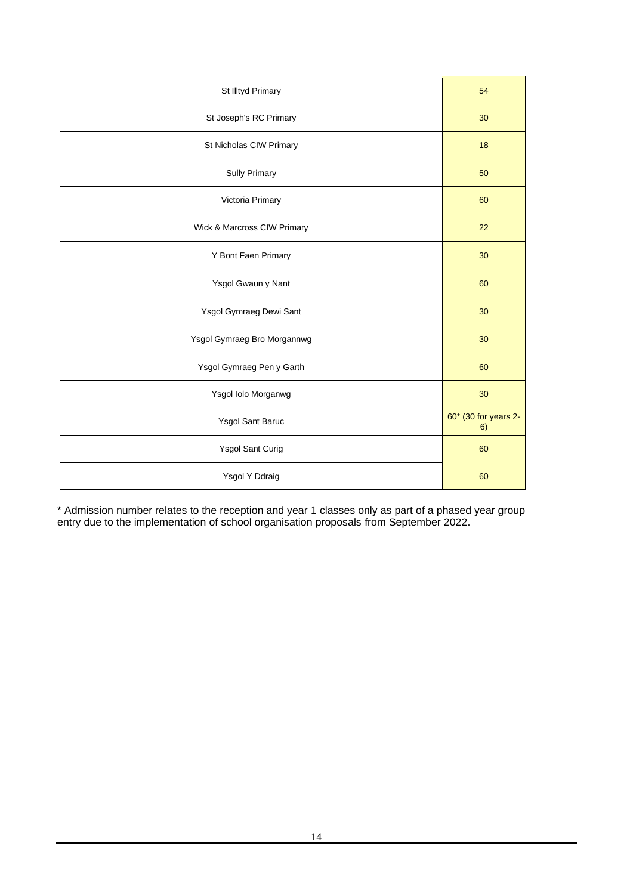| | |
|---|---|
| St Illtyd Primary | 54 |
| St Joseph's RC Primary | 30 |
| St Nicholas CIW Primary | 18 |
| Sully Primary | 50 |
| Victoria Primary | 60 |
| Wick & Marcross CIW Primary | 22 |
| Y Bont Faen Primary | 30 |
| Ysgol Gwaun y Nant | 60 |
| Ysgol Gymraeg Dewi Sant | 30 |
| Ysgol Gymraeg Bro Morgannwg | 30 |
| Ysgol Gymraeg Pen y Garth | 60 |
| Ysgol Iolo Morganwg | 30 |
| Ysgol Sant Baruc | 60* (30 for years 2-6) |
| Ysgol Sant Curig | 60 |
| Ysgol Y Ddraig | 60 |

* Admission number relates to the reception and year 1 classes only as part of a phased year group entry due to the implementation of school organisation proposals from September 2022.